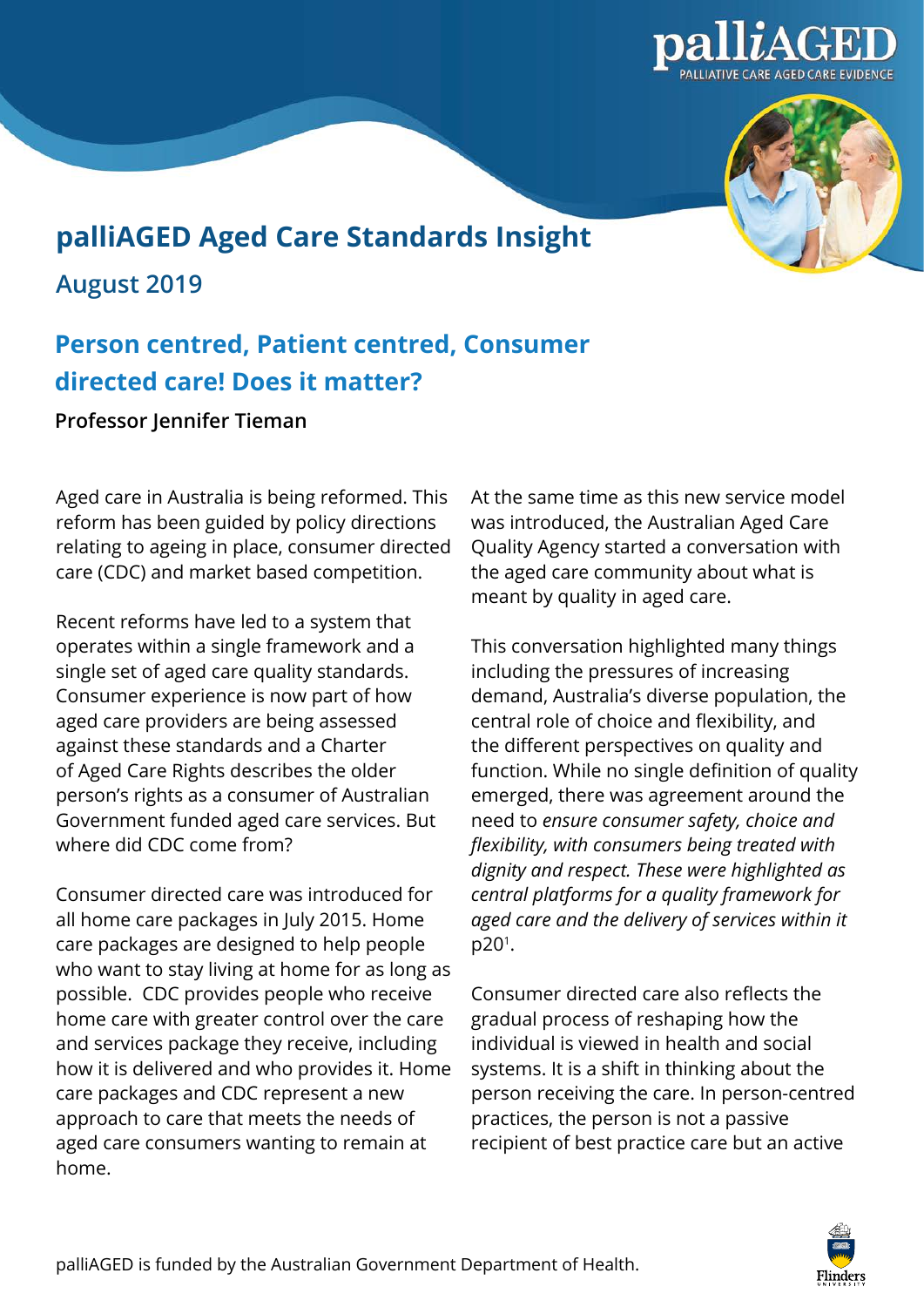# palliAGED Aged Care Standards Insight

## August 2019

## Person centred, Patient centred, Consumer directed care! Does it matter?

**Professor Jennifer Tieman**

Aged care in Australia is being reformed. This reform has been guided by policy directions relating to ageing in place, consumer directed care (CDC) and market based competition.

Recent reforms have led to a system that operates within a single framework and a single set of aged care quality standards. Consumer experience is now part of how aged care providers are being assessed against these standards and a Charter of Aged Care Rights describes the older person's rights as a consumer of Australian Government funded aged care services. But where did CDC come from?

Consumer directed care was introduced for all home care packages in July 2015. Home care packages are designed to help people who want to stay living at home for as long as possible. CDC provides people who receive home care with greater control over the care and services package they receive, including how it is delivered and who provides it. Home care packages and CDC represent a new approach to care that meets the needs of aged care consumers wanting to remain at home.

At the same time as this new service model was introduced, the Australian Aged Care Quality Agency started a conversation with the aged care community about what is meant by quality in aged care.

This conversation highlighted many things including the pressures of increasing demand, Australia's diverse population, the central role of choice and flexibility, and the different perspectives on quality and function. While no single definition of quality emerged, there was agreement around the need to *ensure consumer safety, choice and flexibility, with consumers being treated with dignity and respect. These were highlighted as central platforms for a quality framework for aged care and the delivery of services within it* p20[1].

Consumer directed care also reflects the gradual process of reshaping how the individual is viewed in health and social systems. It is a shift in thinking about the person receiving the care. In person-centred practices, the person is not a passive recipient of best practice care but an active

palliAGED is funded by the Australian Government Department of Health.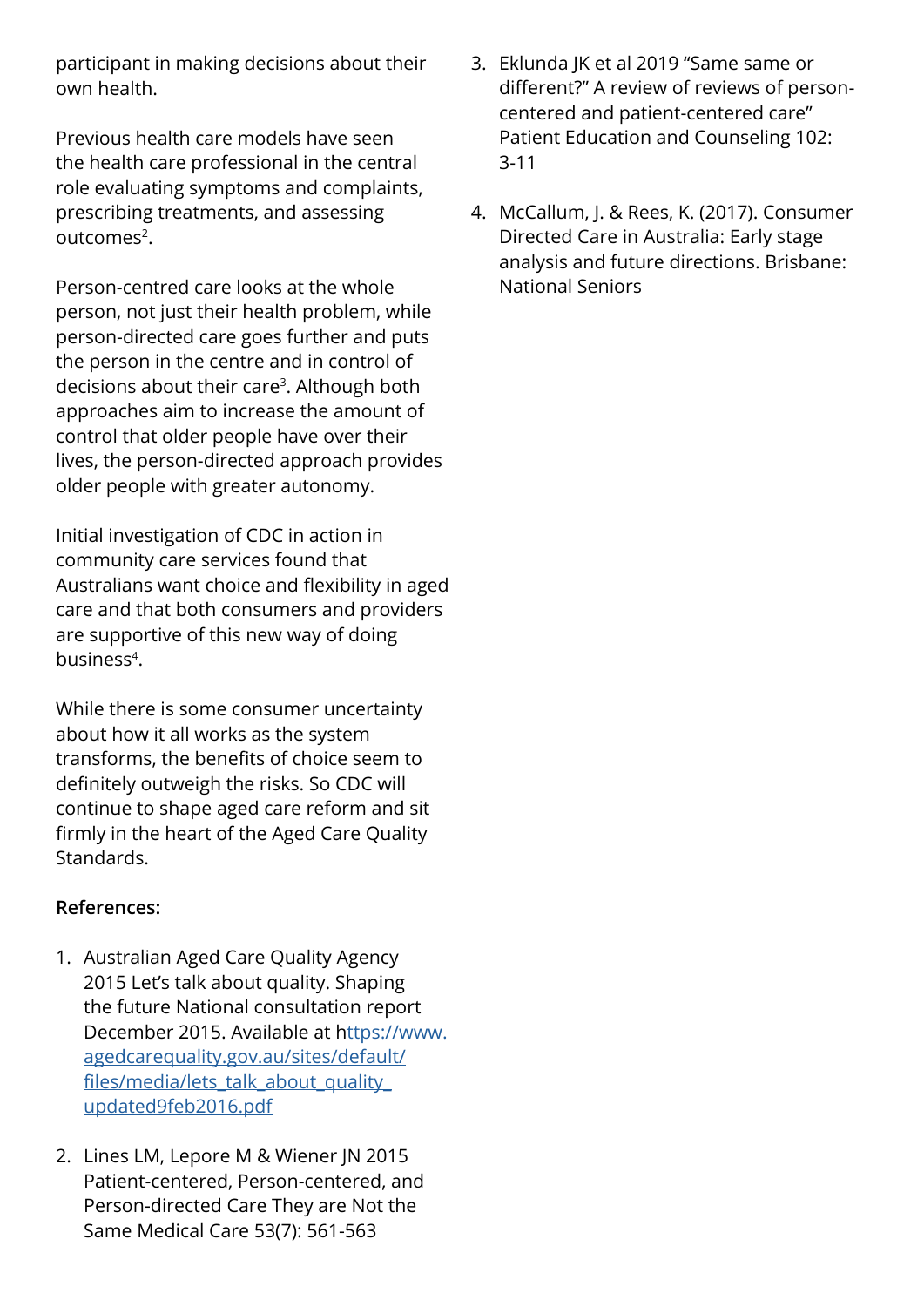participant in making decisions about their own health.

Previous health care models have seen the health care professional in the central role evaluating symptoms and complaints, prescribing treatments, and assessing outcomes[2].

Person-centred care looks at the whole person, not just their health problem, while person-directed care goes further and puts the person in the centre and in control of decisions about their care[3]. Although both approaches aim to increase the amount of control that older people have over their lives, the person-directed approach provides older people with greater autonomy.

Initial investigation of CDC in action in community care services found that Australians want choice and flexibility in aged care and that both consumers and providers are supportive of this new way of doing business[4].

While there is some consumer uncertainty about how it all works as the system transforms, the benefits of choice seem to definitely outweigh the risks. So CDC will continue to shape aged care reform and sit firmly in the heart of the Aged Care Quality Standards.

**References:**

1. Australian Aged Care Quality Agency 2015 Let's talk about quality. Shaping the future National consultation report December 2015. Available at https://www.agedcarequality.gov.au/sites/default/files/media/lets_talk_about_quality_updated9feb2016.pdf

2. Lines LM, Lepore M & Wiener JN 2015 Patient-centered, Person-centered, and Person-directed Care They are Not the Same Medical Care 53(7): 561-563

3. Eklunda JK et al 2019 "Same same or different?" A review of reviews of person-centered and patient-centered care" Patient Education and Counseling 102: 3-11

4. McCallum, J. & Rees, K. (2017). Consumer Directed Care in Australia: Early stage analysis and future directions. Brisbane: National Seniors